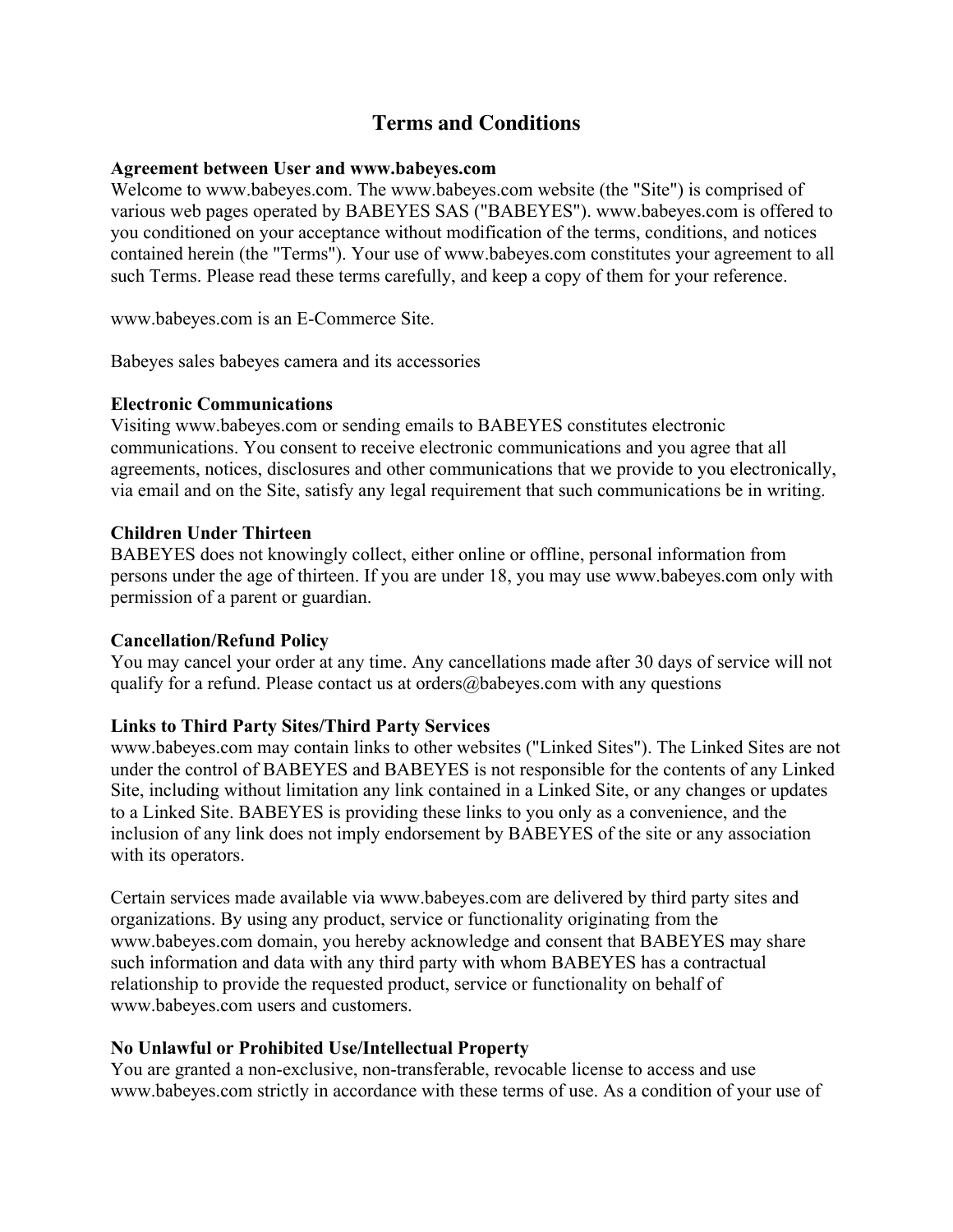# Terms and Conditions

**Agreement between User and www.babeyes.com**

Welcome to www.babeyes.com. The www.babeyes.com website (the "Site") is comprised of various web pages operated by BABEYES SAS ("BABEYES"). www.babeyes.com is offered to you conditioned on your acceptance without modification of the terms, conditions, and notices contained herein (the "Terms"). Your use of www.babeyes.com constitutes your agreement to all such Terms. Please read these terms carefully, and keep a copy of them for your reference.

www.babeyes.com is an E-Commerce Site.

Babeyes sales babeyes camera and its accessories

**Electronic Communications**

Visiting www.babeyes.com or sending emails to BABEYES constitutes electronic communications. You consent to receive electronic communications and you agree that all agreements, notices, disclosures and other communications that we provide to you electronically, via email and on the Site, satisfy any legal requirement that such communications be in writing.

**Children Under Thirteen**

BABEYES does not knowingly collect, either online or offline, personal information from persons under the age of thirteen. If you are under 18, you may use www.babeyes.com only with permission of a parent or guardian.

**Cancellation/Refund Policy**

You may cancel your order at any time. Any cancellations made after 30 days of service will not qualify for a refund. Please contact us at orders@babeyes.com with any questions

**Links to Third Party Sites/Third Party Services**

www.babeyes.com may contain links to other websites ("Linked Sites"). The Linked Sites are not under the control of BABEYES and BABEYES is not responsible for the contents of any Linked Site, including without limitation any link contained in a Linked Site, or any changes or updates to a Linked Site. BABEYES is providing these links to you only as a convenience, and the inclusion of any link does not imply endorsement by BABEYES of the site or any association with its operators.

Certain services made available via www.babeyes.com are delivered by third party sites and organizations. By using any product, service or functionality originating from the www.babeyes.com domain, you hereby acknowledge and consent that BABEYES may share such information and data with any third party with whom BABEYES has a contractual relationship to provide the requested product, service or functionality on behalf of www.babeyes.com users and customers.

**No Unlawful or Prohibited Use/Intellectual Property**

You are granted a non-exclusive, non-transferable, revocable license to access and use www.babeyes.com strictly in accordance with these terms of use. As a condition of your use of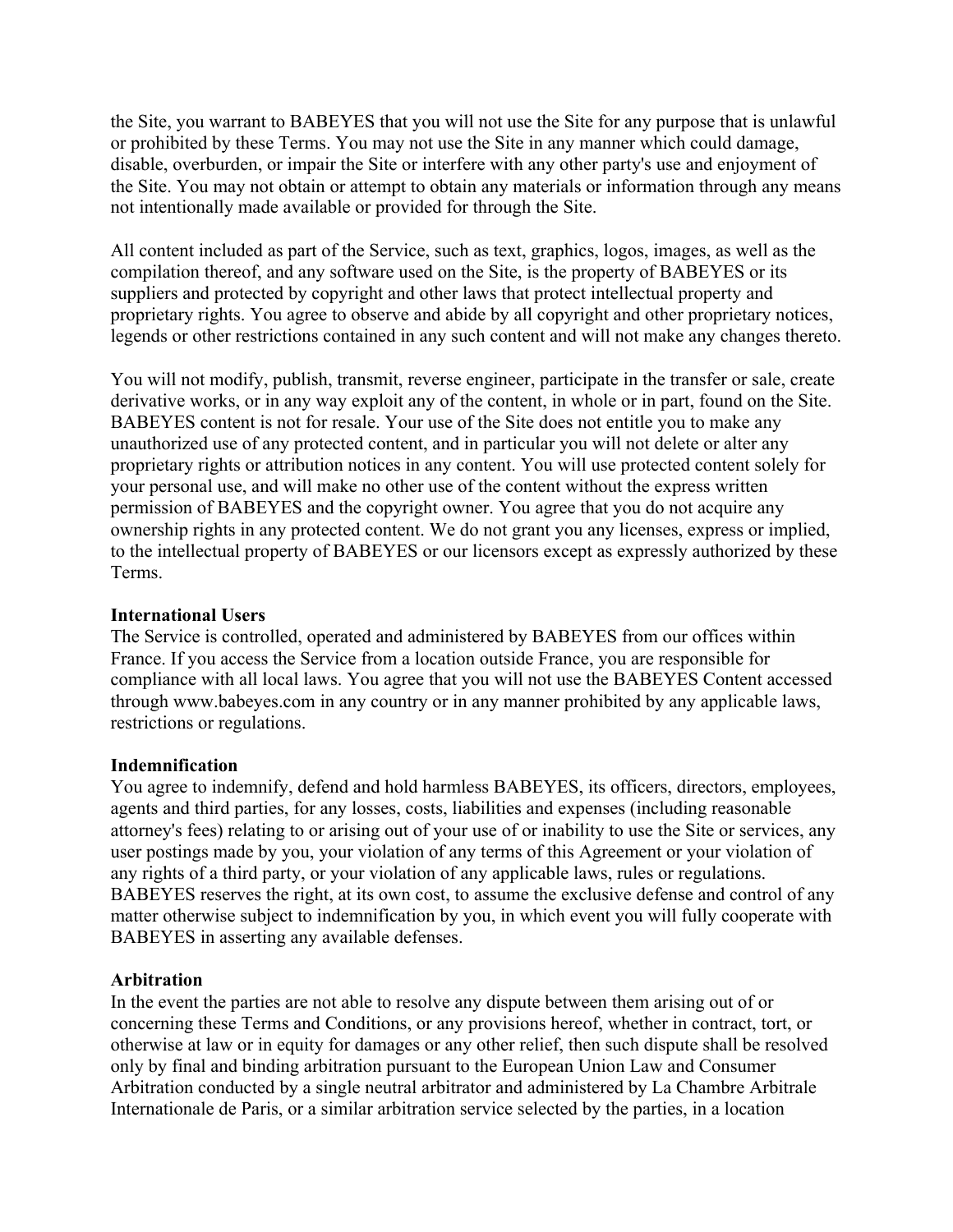the Site, you warrant to BABEYES that you will not use the Site for any purpose that is unlawful or prohibited by these Terms. You may not use the Site in any manner which could damage, disable, overburden, or impair the Site or interfere with any other party's use and enjoyment of the Site. You may not obtain or attempt to obtain any materials or information through any means not intentionally made available or provided for through the Site.

All content included as part of the Service, such as text, graphics, logos, images, as well as the compilation thereof, and any software used on the Site, is the property of BABEYES or its suppliers and protected by copyright and other laws that protect intellectual property and proprietary rights. You agree to observe and abide by all copyright and other proprietary notices, legends or other restrictions contained in any such content and will not make any changes thereto.

You will not modify, publish, transmit, reverse engineer, participate in the transfer or sale, create derivative works, or in any way exploit any of the content, in whole or in part, found on the Site. BABEYES content is not for resale. Your use of the Site does not entitle you to make any unauthorized use of any protected content, and in particular you will not delete or alter any proprietary rights or attribution notices in any content. You will use protected content solely for your personal use, and will make no other use of the content without the express written permission of BABEYES and the copyright owner. You agree that you do not acquire any ownership rights in any protected content. We do not grant you any licenses, express or implied, to the intellectual property of BABEYES or our licensors except as expressly authorized by these Terms.

**International Users**
The Service is controlled, operated and administered by BABEYES from our offices within France. If you access the Service from a location outside France, you are responsible for compliance with all local laws. You agree that you will not use the BABEYES Content accessed through www.babeyes.com in any country or in any manner prohibited by any applicable laws, restrictions or regulations.

**Indemnification**
You agree to indemnify, defend and hold harmless BABEYES, its officers, directors, employees, agents and third parties, for any losses, costs, liabilities and expenses (including reasonable attorney's fees) relating to or arising out of your use of or inability to use the Site or services, any user postings made by you, your violation of any terms of this Agreement or your violation of any rights of a third party, or your violation of any applicable laws, rules or regulations. BABEYES reserves the right, at its own cost, to assume the exclusive defense and control of any matter otherwise subject to indemnification by you, in which event you will fully cooperate with BABEYES in asserting any available defenses.

**Arbitration**
In the event the parties are not able to resolve any dispute between them arising out of or concerning these Terms and Conditions, or any provisions hereof, whether in contract, tort, or otherwise at law or in equity for damages or any other relief, then such dispute shall be resolved only by final and binding arbitration pursuant to the European Union Law and Consumer Arbitration conducted by a single neutral arbitrator and administered by La Chambre Arbitrale Internationale de Paris, or a similar arbitration service selected by the parties, in a location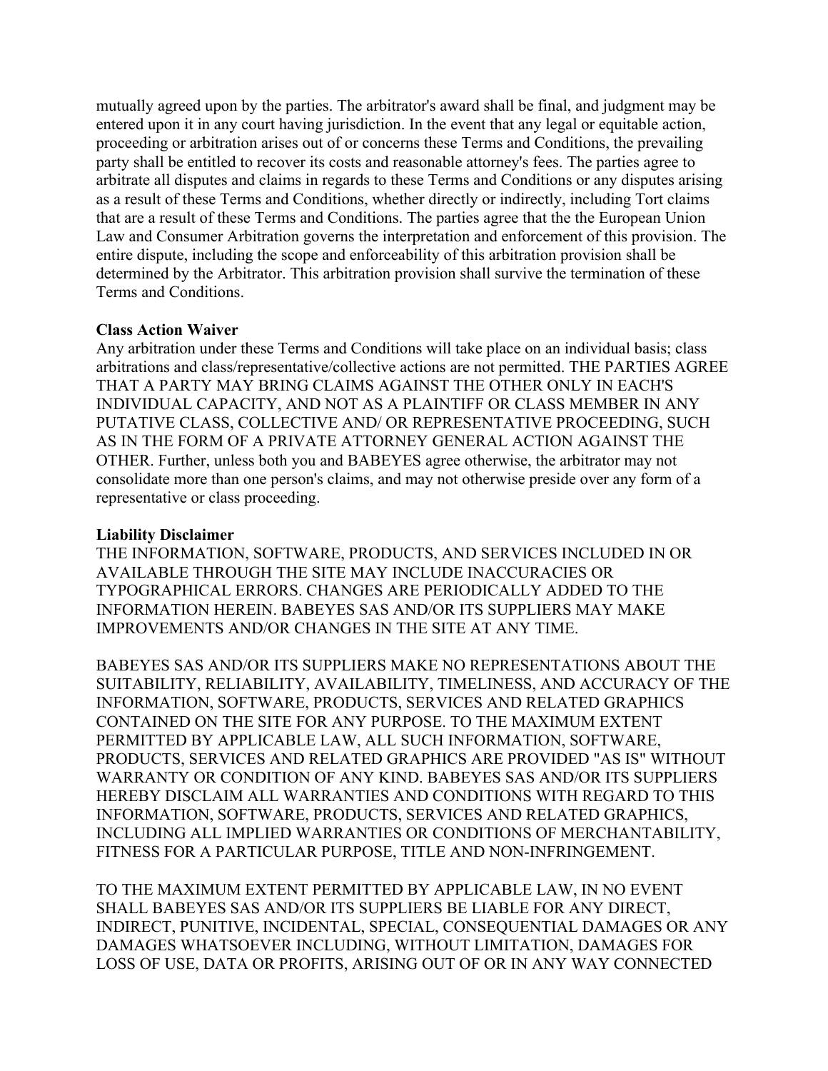mutually agreed upon by the parties. The arbitrator's award shall be final, and judgment may be entered upon it in any court having jurisdiction. In the event that any legal or equitable action, proceeding or arbitration arises out of or concerns these Terms and Conditions, the prevailing party shall be entitled to recover its costs and reasonable attorney's fees. The parties agree to arbitrate all disputes and claims in regards to these Terms and Conditions or any disputes arising as a result of these Terms and Conditions, whether directly or indirectly, including Tort claims that are a result of these Terms and Conditions. The parties agree that the the European Union Law and Consumer Arbitration governs the interpretation and enforcement of this provision. The entire dispute, including the scope and enforceability of this arbitration provision shall be determined by the Arbitrator. This arbitration provision shall survive the termination of these Terms and Conditions.

**Class Action Waiver**

Any arbitration under these Terms and Conditions will take place on an individual basis; class arbitrations and class/representative/collective actions are not permitted. THE PARTIES AGREE THAT A PARTY MAY BRING CLAIMS AGAINST THE OTHER ONLY IN EACH'S INDIVIDUAL CAPACITY, AND NOT AS A PLAINTIFF OR CLASS MEMBER IN ANY PUTATIVE CLASS, COLLECTIVE AND/ OR REPRESENTATIVE PROCEEDING, SUCH AS IN THE FORM OF A PRIVATE ATTORNEY GENERAL ACTION AGAINST THE OTHER. Further, unless both you and BABEYES agree otherwise, the arbitrator may not consolidate more than one person's claims, and may not otherwise preside over any form of a representative or class proceeding.

**Liability Disclaimer**

THE INFORMATION, SOFTWARE, PRODUCTS, AND SERVICES INCLUDED IN OR AVAILABLE THROUGH THE SITE MAY INCLUDE INACCURACIES OR TYPOGRAPHICAL ERRORS. CHANGES ARE PERIODICALLY ADDED TO THE INFORMATION HEREIN. BABEYES SAS AND/OR ITS SUPPLIERS MAY MAKE IMPROVEMENTS AND/OR CHANGES IN THE SITE AT ANY TIME.

BABEYES SAS AND/OR ITS SUPPLIERS MAKE NO REPRESENTATIONS ABOUT THE SUITABILITY, RELIABILITY, AVAILABILITY, TIMELINESS, AND ACCURACY OF THE INFORMATION, SOFTWARE, PRODUCTS, SERVICES AND RELATED GRAPHICS CONTAINED ON THE SITE FOR ANY PURPOSE. TO THE MAXIMUM EXTENT PERMITTED BY APPLICABLE LAW, ALL SUCH INFORMATION, SOFTWARE, PRODUCTS, SERVICES AND RELATED GRAPHICS ARE PROVIDED "AS IS" WITHOUT WARRANTY OR CONDITION OF ANY KIND. BABEYES SAS AND/OR ITS SUPPLIERS HEREBY DISCLAIM ALL WARRANTIES AND CONDITIONS WITH REGARD TO THIS INFORMATION, SOFTWARE, PRODUCTS, SERVICES AND RELATED GRAPHICS, INCLUDING ALL IMPLIED WARRANTIES OR CONDITIONS OF MERCHANTABILITY, FITNESS FOR A PARTICULAR PURPOSE, TITLE AND NON-INFRINGEMENT.

TO THE MAXIMUM EXTENT PERMITTED BY APPLICABLE LAW, IN NO EVENT SHALL BABEYES SAS AND/OR ITS SUPPLIERS BE LIABLE FOR ANY DIRECT, INDIRECT, PUNITIVE, INCIDENTAL, SPECIAL, CONSEQUENTIAL DAMAGES OR ANY DAMAGES WHATSOEVER INCLUDING, WITHOUT LIMITATION, DAMAGES FOR LOSS OF USE, DATA OR PROFITS, ARISING OUT OF OR IN ANY WAY CONNECTED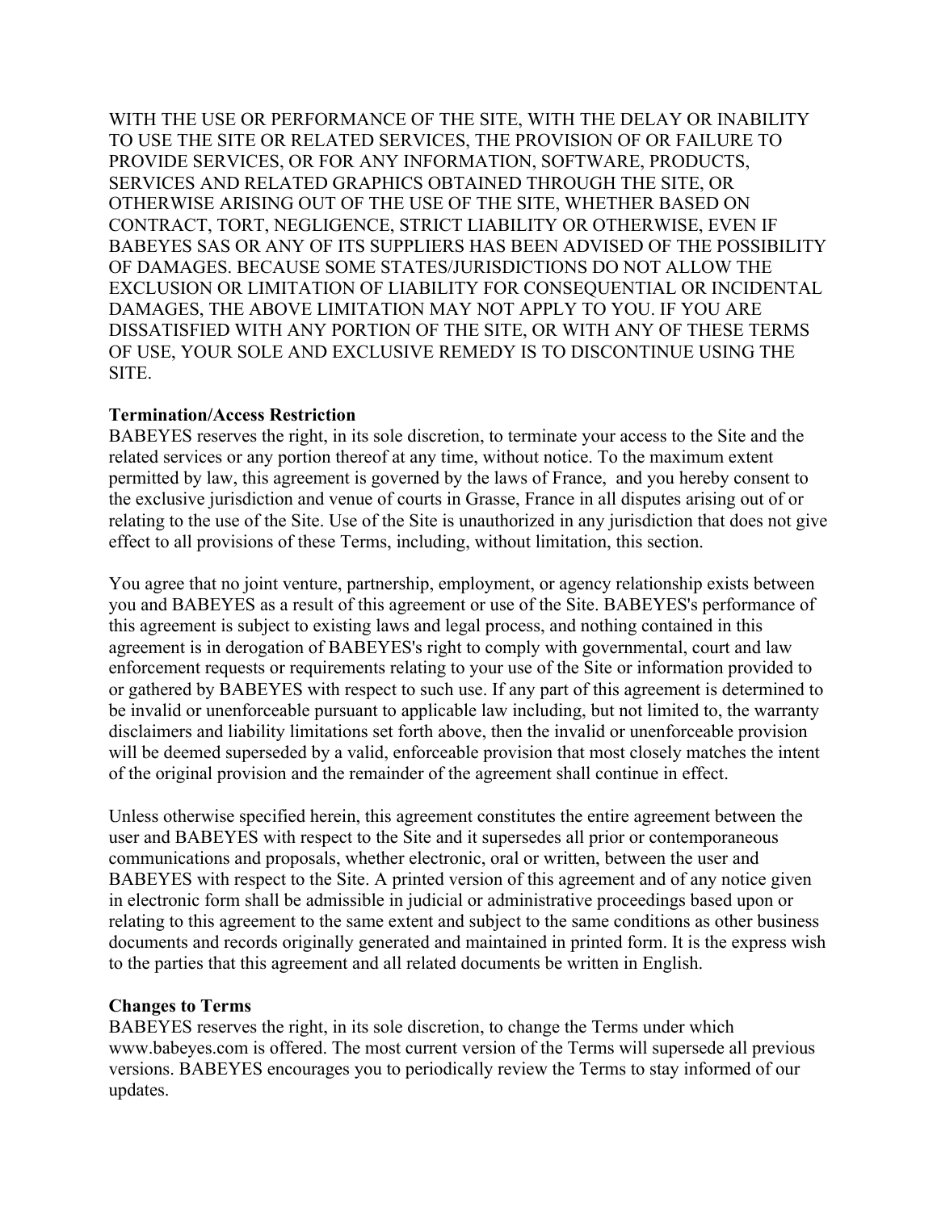WITH THE USE OR PERFORMANCE OF THE SITE, WITH THE DELAY OR INABILITY TO USE THE SITE OR RELATED SERVICES, THE PROVISION OF OR FAILURE TO PROVIDE SERVICES, OR FOR ANY INFORMATION, SOFTWARE, PRODUCTS, SERVICES AND RELATED GRAPHICS OBTAINED THROUGH THE SITE, OR OTHERWISE ARISING OUT OF THE USE OF THE SITE, WHETHER BASED ON CONTRACT, TORT, NEGLIGENCE, STRICT LIABILITY OR OTHERWISE, EVEN IF BABEYES SAS OR ANY OF ITS SUPPLIERS HAS BEEN ADVISED OF THE POSSIBILITY OF DAMAGES. BECAUSE SOME STATES/JURISDICTIONS DO NOT ALLOW THE EXCLUSION OR LIMITATION OF LIABILITY FOR CONSEQUENTIAL OR INCIDENTAL DAMAGES, THE ABOVE LIMITATION MAY NOT APPLY TO YOU. IF YOU ARE DISSATISFIED WITH ANY PORTION OF THE SITE, OR WITH ANY OF THESE TERMS OF USE, YOUR SOLE AND EXCLUSIVE REMEDY IS TO DISCONTINUE USING THE SITE.

**Termination/Access Restriction**
BABEYES reserves the right, in its sole discretion, to terminate your access to the Site and the related services or any portion thereof at any time, without notice. To the maximum extent permitted by law, this agreement is governed by the laws of France, and you hereby consent to the exclusive jurisdiction and venue of courts in Grasse, France in all disputes arising out of or relating to the use of the Site. Use of the Site is unauthorized in any jurisdiction that does not give effect to all provisions of these Terms, including, without limitation, this section.

You agree that no joint venture, partnership, employment, or agency relationship exists between you and BABEYES as a result of this agreement or use of the Site. BABEYES's performance of this agreement is subject to existing laws and legal process, and nothing contained in this agreement is in derogation of BABEYES's right to comply with governmental, court and law enforcement requests or requirements relating to your use of the Site or information provided to or gathered by BABEYES with respect to such use. If any part of this agreement is determined to be invalid or unenforceable pursuant to applicable law including, but not limited to, the warranty disclaimers and liability limitations set forth above, then the invalid or unenforceable provision will be deemed superseded by a valid, enforceable provision that most closely matches the intent of the original provision and the remainder of the agreement shall continue in effect.

Unless otherwise specified herein, this agreement constitutes the entire agreement between the user and BABEYES with respect to the Site and it supersedes all prior or contemporaneous communications and proposals, whether electronic, oral or written, between the user and BABEYES with respect to the Site. A printed version of this agreement and of any notice given in electronic form shall be admissible in judicial or administrative proceedings based upon or relating to this agreement to the same extent and subject to the same conditions as other business documents and records originally generated and maintained in printed form. It is the express wish to the parties that this agreement and all related documents be written in English.

**Changes to Terms**
BABEYES reserves the right, in its sole discretion, to change the Terms under which www.babeyes.com is offered. The most current version of the Terms will supersede all previous versions. BABEYES encourages you to periodically review the Terms to stay informed of our updates.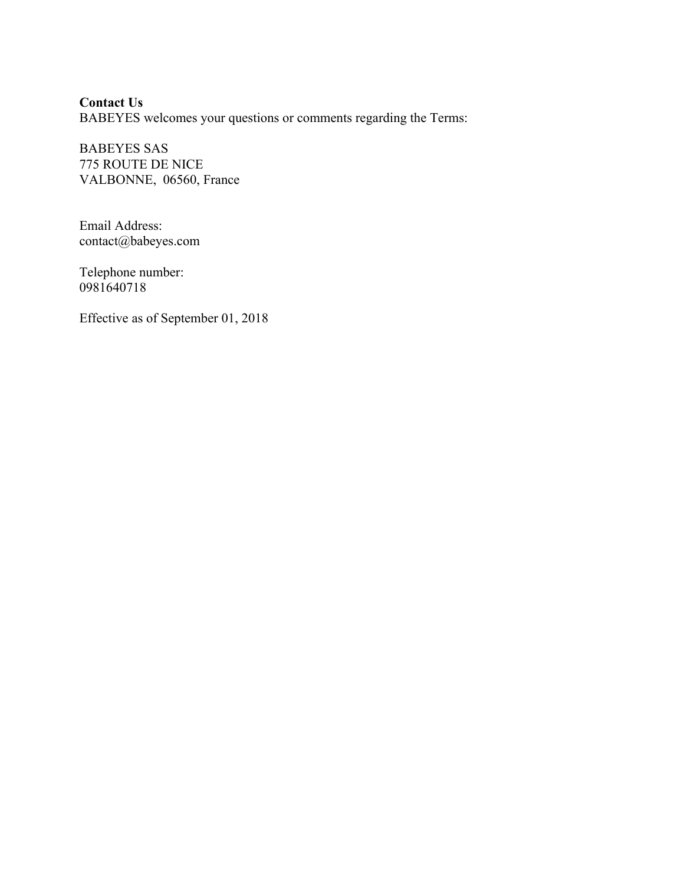**Contact Us**
BABEYES welcomes your questions or comments regarding the Terms:

BABEYES SAS
775 ROUTE DE NICE
VALBONNE, 06560, France

Email Address:
contact@babeyes.com

Telephone number:
0981640718

Effective as of September 01, 2018